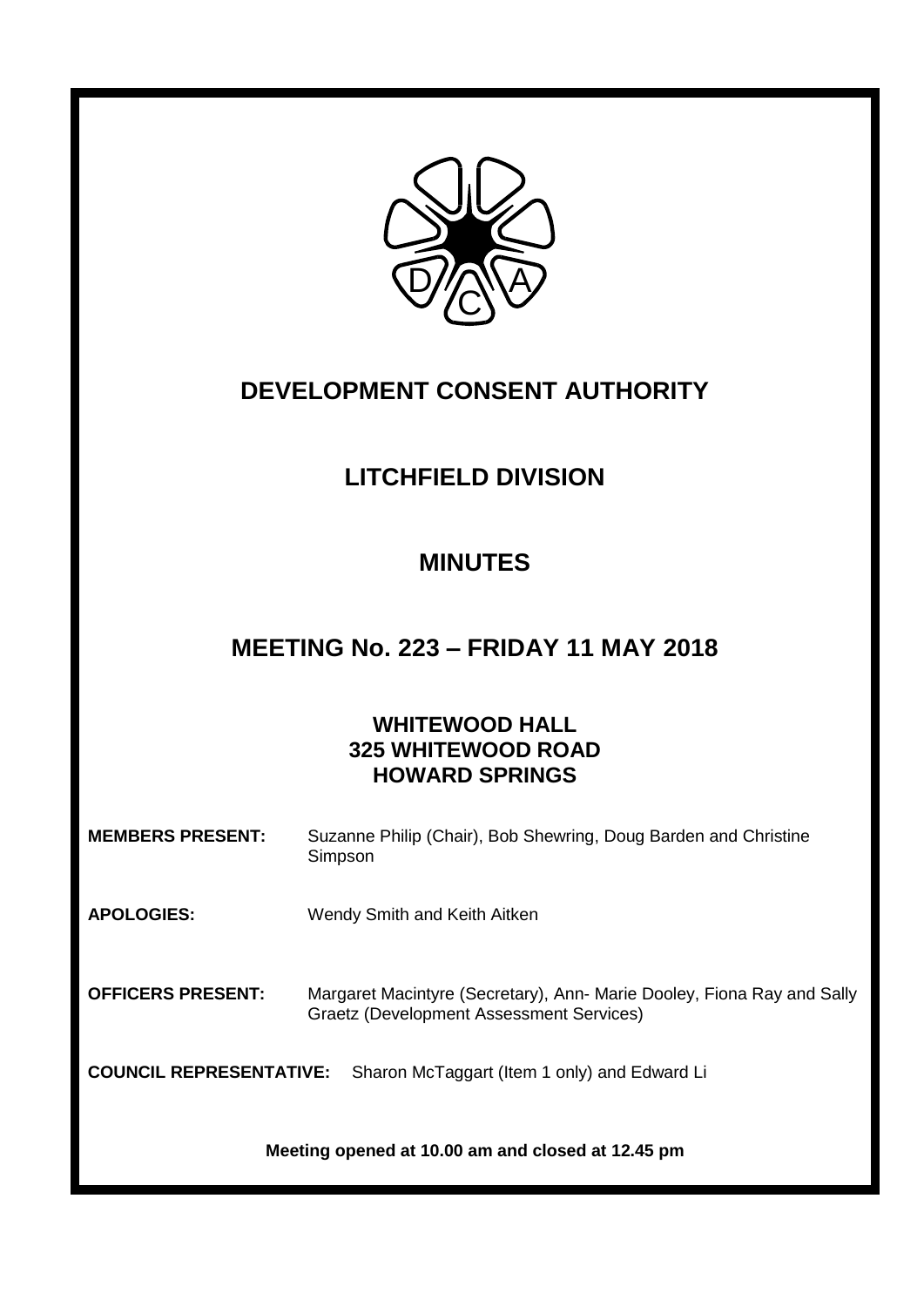# DEVELOPMENT CONSENT AUTHORITY

# LITCHFIELD DIVISION

# MINUTES

# MEETING No. 223 – FRIDAY 11 MAY 2018

**WHITEWOOD HALL**
**325 WHITEWOOD ROAD**
**HOWARD SPRINGS**

**MEMBERS PRESENT:** Suzanne Philip (Chair), Bob Shewring, Doug Barden and Christine Simpson

**APOLOGIES:** Wendy Smith and Keith Aitken

**OFFICERS PRESENT:** Margaret Macintyre (Secretary), Ann- Marie Dooley, Fiona Ray and Sally Graetz (Development Assessment Services)

**COUNCIL REPRESENTATIVE:** Sharon McTaggart (Item 1 only) and Edward Li

**Meeting opened at 10.00 am and closed at 12.45 pm**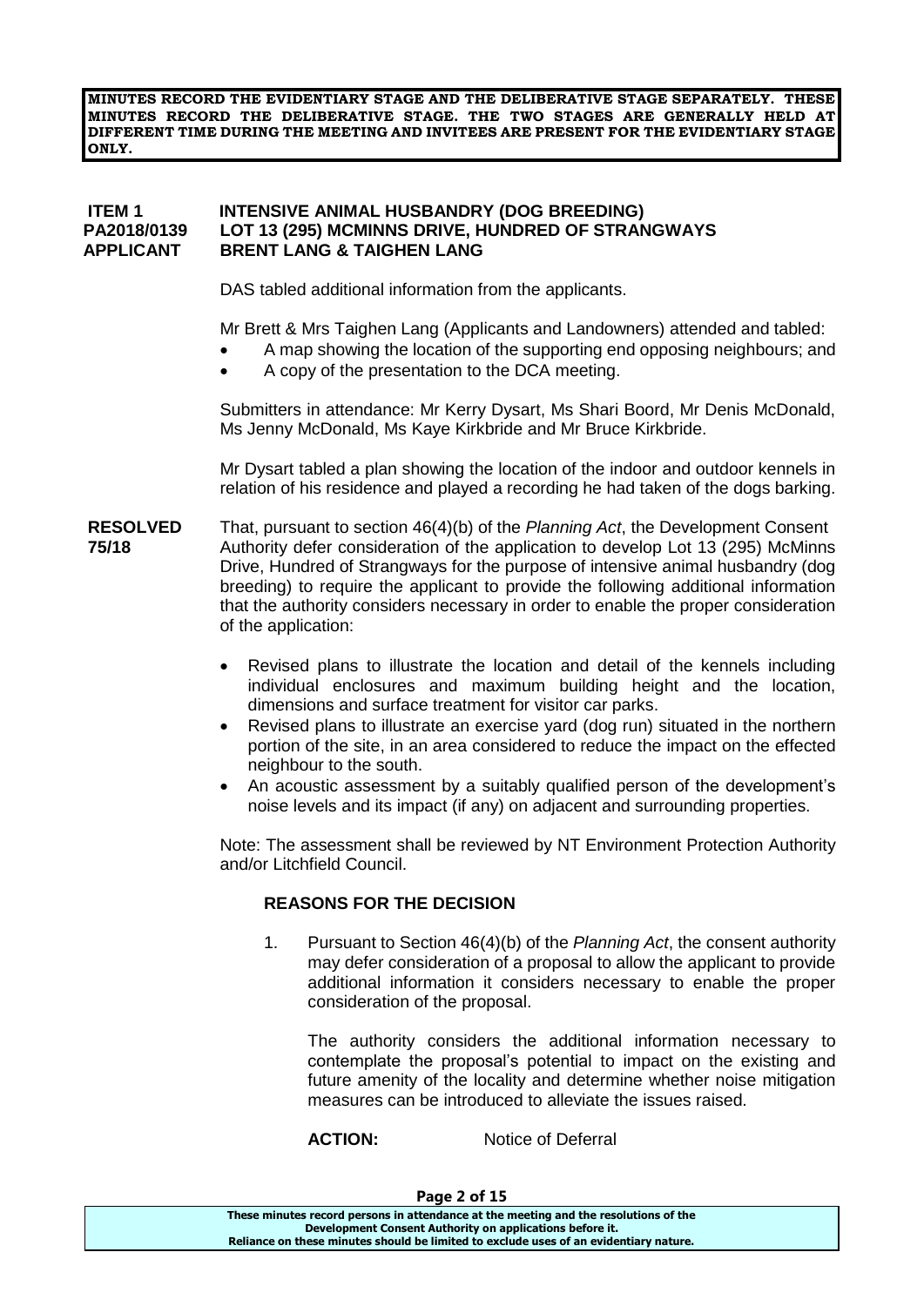**MINUTES RECORD THE EVIDENTIARY STAGE AND THE DELIBERATIVE STAGE SEPARATELY. THESE MINUTES RECORD THE DELIBERATIVE STAGE. THE TWO STAGES ARE GENERALLY HELD AT DIFFERENT TIME DURING THE MEETING AND INVITEES ARE PRESENT FOR THE EVIDENTIARY STAGE ONLY.**

**ITEM 1 INTENSIVE ANIMAL HUSBANDRY (DOG BREEDING)**
**PA2018/0139 LOT 13 (295) MCMINNS DRIVE, HUNDRED OF STRANGWAYS**
**APPLICANT BRENT LANG & TAIGHEN LANG**

DAS tabled additional information from the applicants.

Mr Brett & Mrs Taighen Lang (Applicants and Landowners) attended and tabled:

- A map showing the location of the supporting end opposing neighbours; and
- A copy of the presentation to the DCA meeting.

Submitters in attendance: Mr Kerry Dysart, Ms Shari Boord, Mr Denis McDonald, Ms Jenny McDonald, Ms Kaye Kirkbride and Mr Bruce Kirkbride.

Mr Dysart tabled a plan showing the location of the indoor and outdoor kennels in relation of his residence and played a recording he had taken of the dogs barking.

**RESOLVED 75/18**

That, pursuant to section 46(4)(b) of the *Planning Act*, the Development Consent Authority defer consideration of the application to develop Lot 13 (295) McMinns Drive, Hundred of Strangways for the purpose of intensive animal husbandry (dog breeding) to require the applicant to provide the following additional information that the authority considers necessary in order to enable the proper consideration of the application:

- Revised plans to illustrate the location and detail of the kennels including individual enclosures and maximum building height and the location, dimensions and surface treatment for visitor car parks.
- Revised plans to illustrate an exercise yard (dog run) situated in the northern portion of the site, in an area considered to reduce the impact on the effected neighbour to the south.
- An acoustic assessment by a suitably qualified person of the development's noise levels and its impact (if any) on adjacent and surrounding properties.

Note: The assessment shall be reviewed by NT Environment Protection Authority and/or Litchfield Council.

**REASONS FOR THE DECISION**

1. Pursuant to Section 46(4)(b) of the *Planning Act*, the consent authority may defer consideration of a proposal to allow the applicant to provide additional information it considers necessary to enable the proper consideration of the proposal.

   The authority considers the additional information necessary to contemplate the proposal's potential to impact on the existing and future amenity of the locality and determine whether noise mitigation measures can be introduced to alleviate the issues raised.

**ACTION:** Notice of Deferral

These minutes record persons in attendance at the meeting and the resolutions of the Development Consent Authority on applications before it.
Reliance on these minutes should be limited to exclude uses of an evidentiary nature.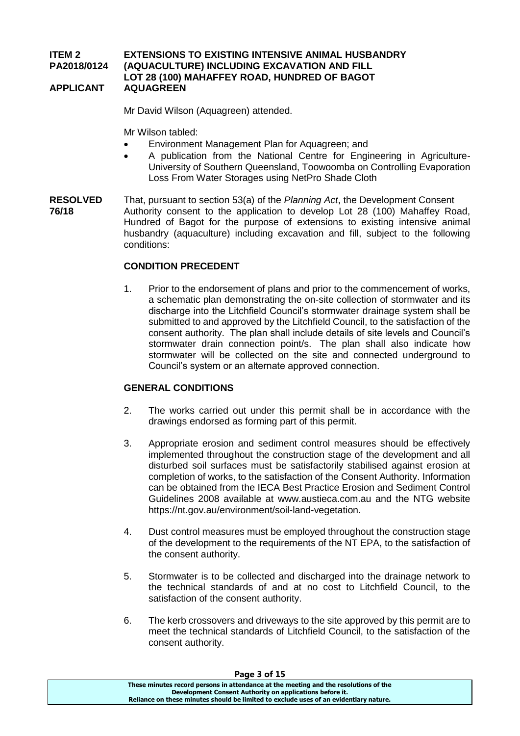**ITEM 2** **PA2018/0124** **EXTENSIONS TO EXISTING INTENSIVE ANIMAL HUSBANDRY (AQUACULTURE) INCLUDING EXCAVATION AND FILL**
**LOT 28 (100) MAHAFFEY ROAD, HUNDRED OF BAGOT**
**APPLICANT** **AQUAGREEN**

Mr David Wilson (Aquagreen) attended.

Mr Wilson tabled:

- Environment Management Plan for Aquagreen; and
- A publication from the National Centre for Engineering in Agriculture-University of Southern Queensland, Toowoomba on Controlling Evaporation Loss From Water Storages using NetPro Shade Cloth

**RESOLVED 76/18**

That, pursuant to section 53(a) of the *Planning Act*, the Development Consent Authority consent to the application to develop Lot 28 (100) Mahaffey Road, Hundred of Bagot for the purpose of extensions to existing intensive animal husbandry (aquaculture) including excavation and fill, subject to the following conditions:

**CONDITION PRECEDENT**

1. Prior to the endorsement of plans and prior to the commencement of works, a schematic plan demonstrating the on-site collection of stormwater and its discharge into the Litchfield Council's stormwater drainage system shall be submitted to and approved by the Litchfield Council, to the satisfaction of the consent authority. The plan shall include details of site levels and Council's stormwater drain connection point/s. The plan shall also indicate how stormwater will be collected on the site and connected underground to Council's system or an alternate approved connection.

**GENERAL CONDITIONS**

2. The works carried out under this permit shall be in accordance with the drawings endorsed as forming part of this permit.

3. Appropriate erosion and sediment control measures should be effectively implemented throughout the construction stage of the development and all disturbed soil surfaces must be satisfactorily stabilised against erosion at completion of works, to the satisfaction of the Consent Authority. Information can be obtained from the IECA Best Practice Erosion and Sediment Control Guidelines 2008 available at www.austieca.com.au and the NTG website https://nt.gov.au/environment/soil-land-vegetation.

4. Dust control measures must be employed throughout the construction stage of the development to the requirements of the NT EPA, to the satisfaction of the consent authority.

5. Stormwater is to be collected and discharged into the drainage network to the technical standards of and at no cost to Litchfield Council, to the satisfaction of the consent authority.

6. The kerb crossovers and driveways to the site approved by this permit are to meet the technical standards of Litchfield Council, to the satisfaction of the consent authority.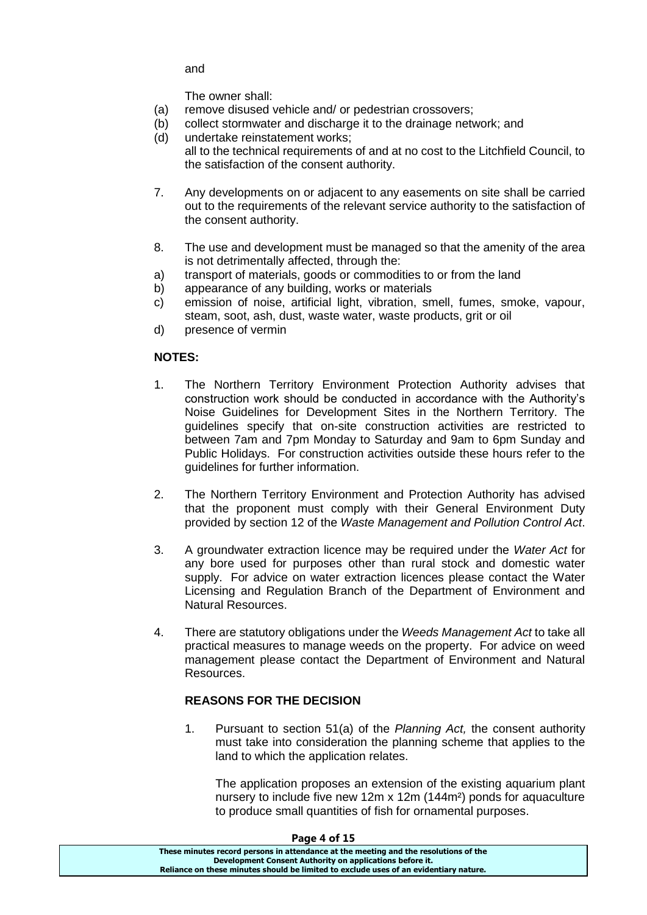and

The owner shall:

(a) remove disused vehicle and/ or pedestrian crossovers;
(b) collect stormwater and discharge it to the drainage network; and
(d) undertake reinstatement works;

all to the technical requirements of and at no cost to the Litchfield Council, to the satisfaction of the consent authority.

7. Any developments on or adjacent to any easements on site shall be carried out to the requirements of the relevant service authority to the satisfaction of the consent authority.

8. The use and development must be managed so that the amenity of the area is not detrimentally affected, through the:

a) transport of materials, goods or commodities to or from the land
b) appearance of any building, works or materials
c) emission of noise, artificial light, vibration, smell, fumes, smoke, vapour, steam, soot, ash, dust, waste water, waste products, grit or oil
d) presence of vermin

**NOTES:**

1. The Northern Territory Environment Protection Authority advises that construction work should be conducted in accordance with the Authority's Noise Guidelines for Development Sites in the Northern Territory. The guidelines specify that on-site construction activities are restricted to between 7am and 7pm Monday to Saturday and 9am to 6pm Sunday and Public Holidays. For construction activities outside these hours refer to the guidelines for further information.

2. The Northern Territory Environment and Protection Authority has advised that the proponent must comply with their General Environment Duty provided by section 12 of the *Waste Management and Pollution Control Act*.

3. A groundwater extraction licence may be required under the *Water Act* for any bore used for purposes other than rural stock and domestic water supply. For advice on water extraction licences please contact the Water Licensing and Regulation Branch of the Department of Environment and Natural Resources.

4. There are statutory obligations under the *Weeds Management Act* to take all practical measures to manage weeds on the property. For advice on weed management please contact the Department of Environment and Natural Resources.

**REASONS FOR THE DECISION**

1. Pursuant to section 51(a) of the *Planning Act,* the consent authority must take into consideration the planning scheme that applies to the land to which the application relates.

   The application proposes an extension of the existing aquarium plant nursery to include five new 12m x 12m (144m²) ponds for aquaculture to produce small quantities of fish for ornamental purposes.

**These minutes record persons in attendance at the meeting and the resolutions of the Development Consent Authority on applications before it. Reliance on these minutes should be limited to exclude uses of an evidentiary nature.**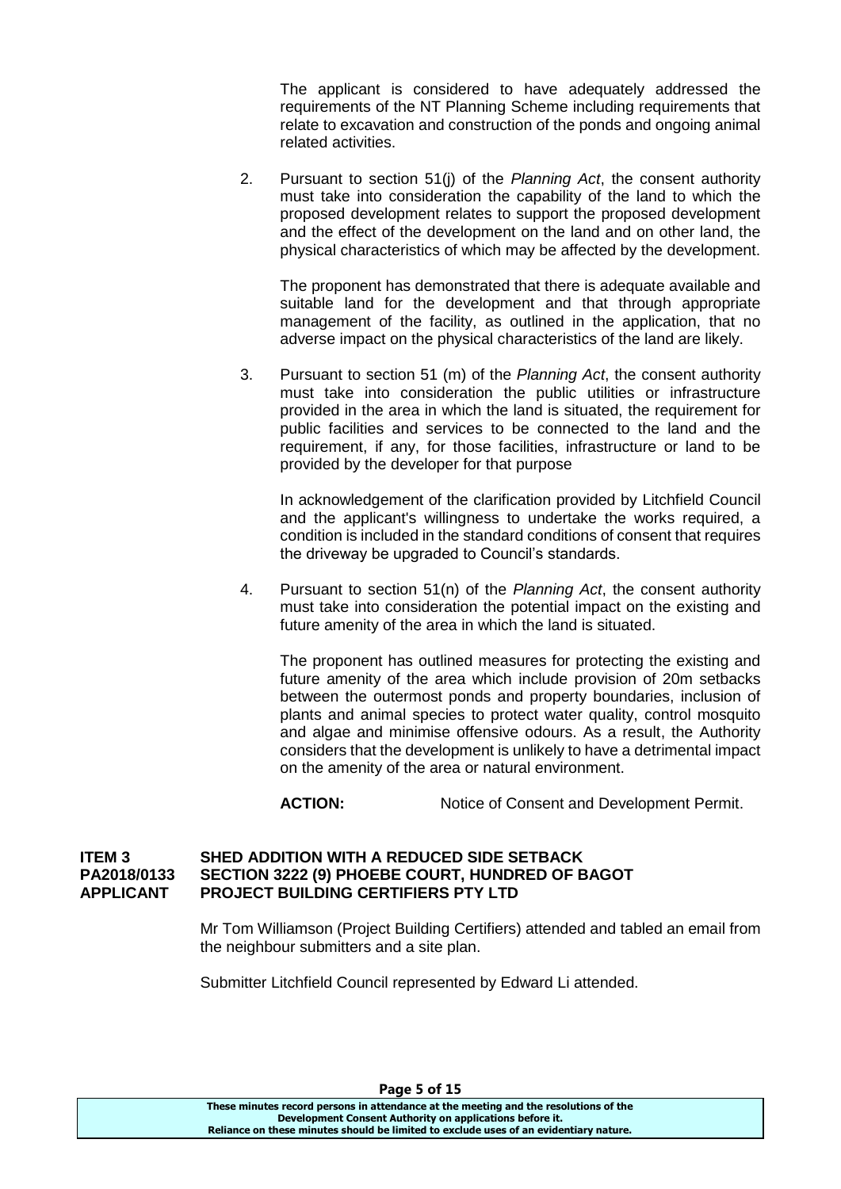The applicant is considered to have adequately addressed the requirements of the NT Planning Scheme including requirements that relate to excavation and construction of the ponds and ongoing animal related activities.

2. Pursuant to section 51(j) of the *Planning Act*, the consent authority must take into consideration the capability of the land to which the proposed development relates to support the proposed development and the effect of the development on the land and on other land, the physical characteristics of which may be affected by the development.

   The proponent has demonstrated that there is adequate available and suitable land for the development and that through appropriate management of the facility, as outlined in the application, that no adverse impact on the physical characteristics of the land are likely.

3. Pursuant to section 51 (m) of the *Planning Act*, the consent authority must take into consideration the public utilities or infrastructure provided in the area in which the land is situated, the requirement for public facilities and services to be connected to the land and the requirement, if any, for those facilities, infrastructure or land to be provided by the developer for that purpose

   In acknowledgement of the clarification provided by Litchfield Council and the applicant's willingness to undertake the works required, a condition is included in the standard conditions of consent that requires the driveway be upgraded to Council's standards.

4. Pursuant to section 51(n) of the *Planning Act*, the consent authority must take into consideration the potential impact on the existing and future amenity of the area in which the land is situated.

   The proponent has outlined measures for protecting the existing and future amenity of the area which include provision of 20m setbacks between the outermost ponds and property boundaries, inclusion of plants and animal species to protect water quality, control mosquito and algae and minimise offensive odours. As a result, the Authority considers that the development is unlikely to have a detrimental impact on the amenity of the area or natural environment.

   **ACTION:** Notice of Consent and Development Permit.

**ITEM 3 SHED ADDITION WITH A REDUCED SIDE SETBACK**
**PA2018/0133 SECTION 3222 (9) PHOEBE COURT, HUNDRED OF BAGOT**
**APPLICANT PROJECT BUILDING CERTIFIERS PTY LTD**

Mr Tom Williamson (Project Building Certifiers) attended and tabled an email from the neighbour submitters and a site plan.

Submitter Litchfield Council represented by Edward Li attended.

**These minutes record persons in attendance at the meeting and the resolutions of the Development Consent Authority on applications before it. Reliance on these minutes should be limited to exclude uses of an evidentiary nature.**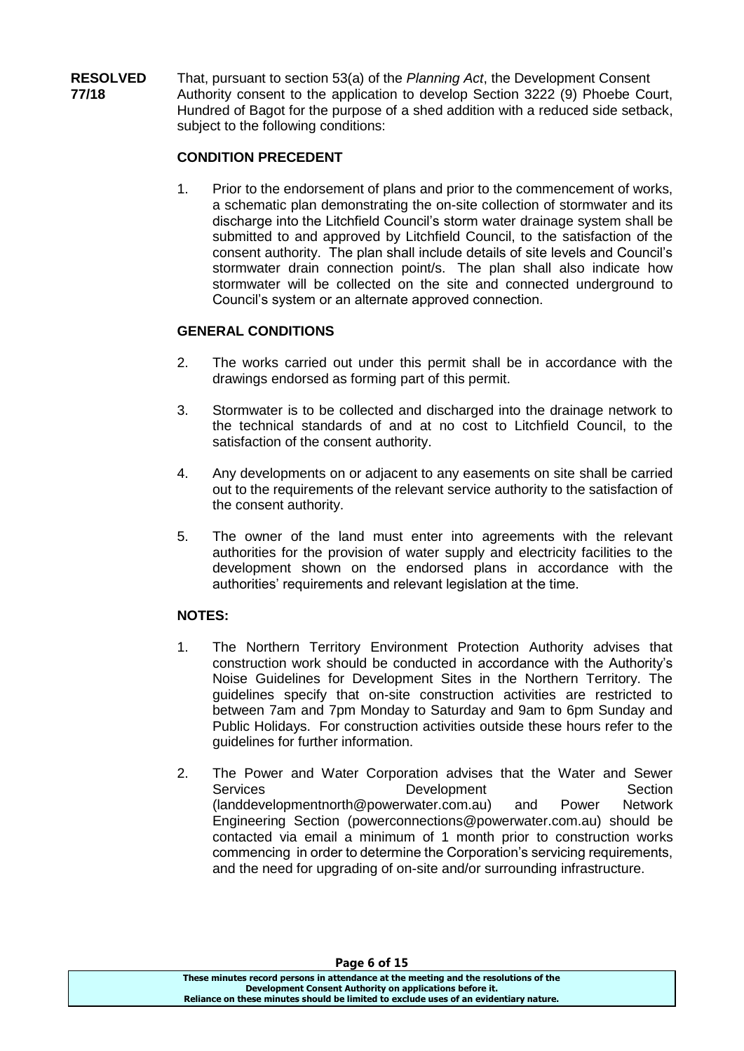**RESOLVED 77/18**

That, pursuant to section 53(a) of the *Planning Act*, the Development Consent Authority consent to the application to develop Section 3222 (9) Phoebe Court, Hundred of Bagot for the purpose of a shed addition with a reduced side setback, subject to the following conditions:

**CONDITION PRECEDENT**

1. Prior to the endorsement of plans and prior to the commencement of works, a schematic plan demonstrating the on-site collection of stormwater and its discharge into the Litchfield Council's storm water drainage system shall be submitted to and approved by Litchfield Council, to the satisfaction of the consent authority. The plan shall include details of site levels and Council's stormwater drain connection point/s. The plan shall also indicate how stormwater will be collected on the site and connected underground to Council's system or an alternate approved connection.

**GENERAL CONDITIONS**

2. The works carried out under this permit shall be in accordance with the drawings endorsed as forming part of this permit.

3. Stormwater is to be collected and discharged into the drainage network to the technical standards of and at no cost to Litchfield Council, to the satisfaction of the consent authority.

4. Any developments on or adjacent to any easements on site shall be carried out to the requirements of the relevant service authority to the satisfaction of the consent authority.

5. The owner of the land must enter into agreements with the relevant authorities for the provision of water supply and electricity facilities to the development shown on the endorsed plans in accordance with the authorities' requirements and relevant legislation at the time.

**NOTES:**

1. The Northern Territory Environment Protection Authority advises that construction work should be conducted in accordance with the Authority's Noise Guidelines for Development Sites in the Northern Territory. The guidelines specify that on-site construction activities are restricted to between 7am and 7pm Monday to Saturday and 9am to 6pm Sunday and Public Holidays. For construction activities outside these hours refer to the guidelines for further information.

2. The Power and Water Corporation advises that the Water and Sewer Services Development Section (landdevelopmentnorth@powerwater.com.au) and Power Network Engineering Section (powerconnections@powerwater.com.au) should be contacted via email a minimum of 1 month prior to construction works commencing in order to determine the Corporation's servicing requirements, and the need for upgrading of on-site and/or surrounding infrastructure.

These minutes record persons in attendance at the meeting and the resolutions of the Development Consent Authority on applications before it. Reliance on these minutes should be limited to exclude uses of an evidentiary nature.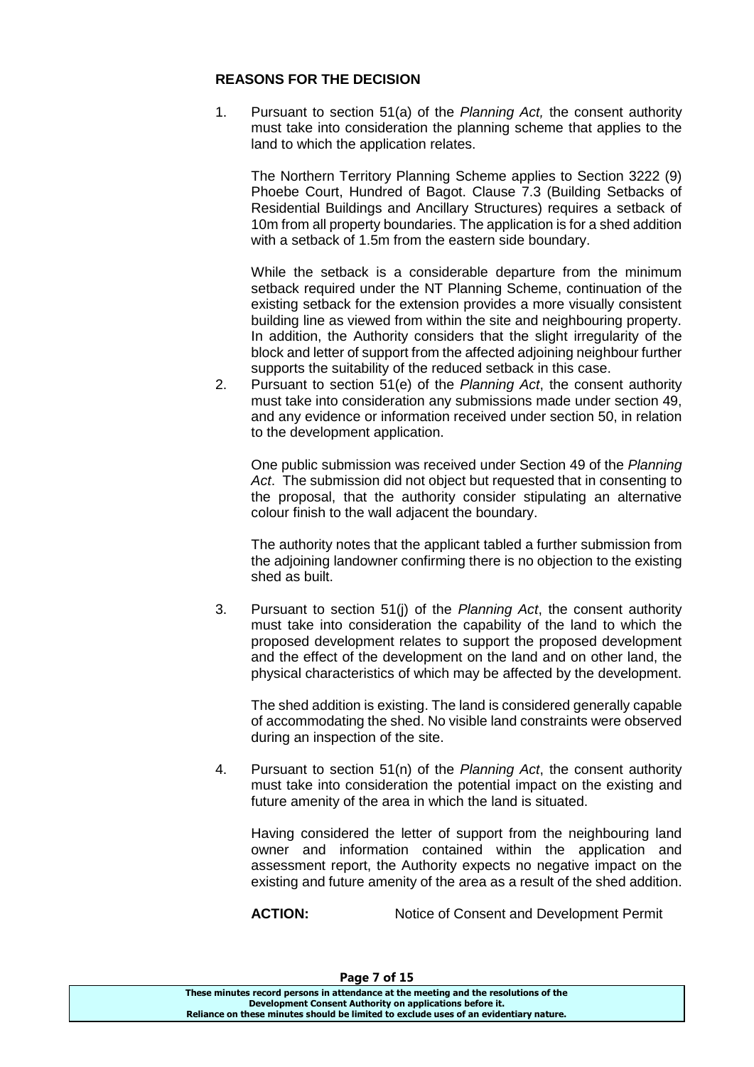**REASONS FOR THE DECISION**

1. Pursuant to section 51(a) of the *Planning Act,* the consent authority must take into consideration the planning scheme that applies to the land to which the application relates.

   The Northern Territory Planning Scheme applies to Section 3222 (9) Phoebe Court, Hundred of Bagot. Clause 7.3 (Building Setbacks of Residential Buildings and Ancillary Structures) requires a setback of 10m from all property boundaries. The application is for a shed addition with a setback of 1.5m from the eastern side boundary.

   While the setback is a considerable departure from the minimum setback required under the NT Planning Scheme, continuation of the existing setback for the extension provides a more visually consistent building line as viewed from within the site and neighbouring property. In addition, the Authority considers that the slight irregularity of the block and letter of support from the affected adjoining neighbour further supports the suitability of the reduced setback in this case.

2. Pursuant to section 51(e) of the *Planning Act*, the consent authority must take into consideration any submissions made under section 49, and any evidence or information received under section 50, in relation to the development application.

   One public submission was received under Section 49 of the *Planning Act*. The submission did not object but requested that in consenting to the proposal, that the authority consider stipulating an alternative colour finish to the wall adjacent the boundary.

   The authority notes that the applicant tabled a further submission from the adjoining landowner confirming there is no objection to the existing shed as built.

3. Pursuant to section 51(j) of the *Planning Act*, the consent authority must take into consideration the capability of the land to which the proposed development relates to support the proposed development and the effect of the development on the land and on other land, the physical characteristics of which may be affected by the development.

   The shed addition is existing. The land is considered generally capable of accommodating the shed. No visible land constraints were observed during an inspection of the site.

4. Pursuant to section 51(n) of the *Planning Act*, the consent authority must take into consideration the potential impact on the existing and future amenity of the area in which the land is situated.

   Having considered the letter of support from the neighbouring land owner and information contained within the application and assessment report, the Authority expects no negative impact on the existing and future amenity of the area as a result of the shed addition.

   **ACTION:** Notice of Consent and Development Permit

These minutes record persons in attendance at the meeting and the resolutions of the Development Consent Authority on applications before it. Reliance on these minutes should be limited to exclude uses of an evidentiary nature.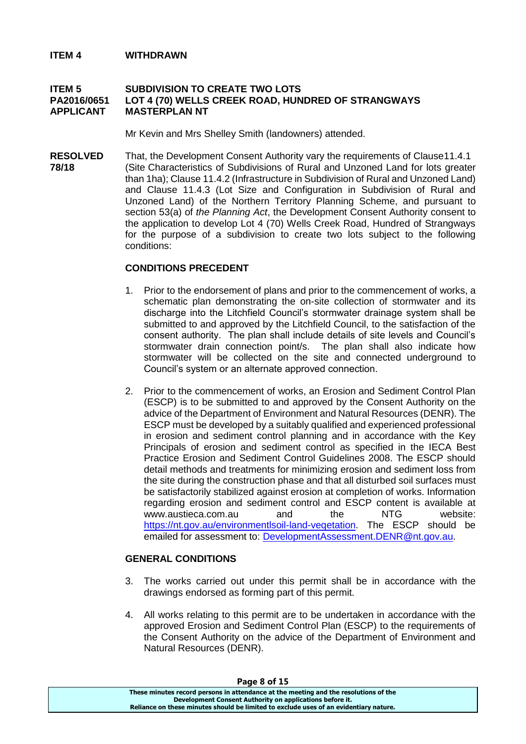**ITEM 4 WITHDRAWN**

**ITEM 5 SUBDIVISION TO CREATE TWO LOTS**
**PA2016/0651 LOT 4 (70) WELLS CREEK ROAD, HUNDRED OF STRANGWAYS**
**APPLICANT MASTERPLAN NT**

Mr Kevin and Mrs Shelley Smith (landowners) attended.

**RESOLVED 78/18**

That, the Development Consent Authority vary the requirements of Clause11.4.1 (Site Characteristics of Subdivisions of Rural and Unzoned Land for lots greater than 1ha); Clause 11.4.2 (Infrastructure in Subdivision of Rural and Unzoned Land) and Clause 11.4.3 (Lot Size and Configuration in Subdivision of Rural and Unzoned Land) of the Northern Territory Planning Scheme, and pursuant to section 53(a) of *the Planning Act*, the Development Consent Authority consent to the application to develop Lot 4 (70) Wells Creek Road, Hundred of Strangways for the purpose of a subdivision to create two lots subject to the following conditions:

**CONDITIONS PRECEDENT**

1. Prior to the endorsement of plans and prior to the commencement of works, a schematic plan demonstrating the on-site collection of stormwater and its discharge into the Litchfield Council's stormwater drainage system shall be submitted to and approved by the Litchfield Council, to the satisfaction of the consent authority. The plan shall include details of site levels and Council's stormwater drain connection point/s. The plan shall also indicate how stormwater will be collected on the site and connected underground to Council's system or an alternate approved connection.

2. Prior to the commencement of works, an Erosion and Sediment Control Plan (ESCP) is to be submitted to and approved by the Consent Authority on the advice of the Department of Environment and Natural Resources (DENR). The ESCP must be developed by a suitably qualified and experienced professional in erosion and sediment control planning and in accordance with the Key Principals of erosion and sediment control as specified in the IECA Best Practice Erosion and Sediment Control Guidelines 2008. The ESCP should detail methods and treatments for minimizing erosion and sediment loss from the site during the construction phase and that all disturbed soil surfaces must be satisfactorily stabilized against erosion at completion of works. Information regarding erosion and sediment control and ESCP content is available at www.austieca.com.au and the NTG website: https://nt.gov.au/environmentlsoil-land-vegetation. The ESCP should be emailed for assessment to: DevelopmentAssessment.DENR@nt.gov.au.

**GENERAL CONDITIONS**

3. The works carried out under this permit shall be in accordance with the drawings endorsed as forming part of this permit.

4. All works relating to this permit are to be undertaken in accordance with the approved Erosion and Sediment Control Plan (ESCP) to the requirements of the Consent Authority on the advice of the Department of Environment and Natural Resources (DENR).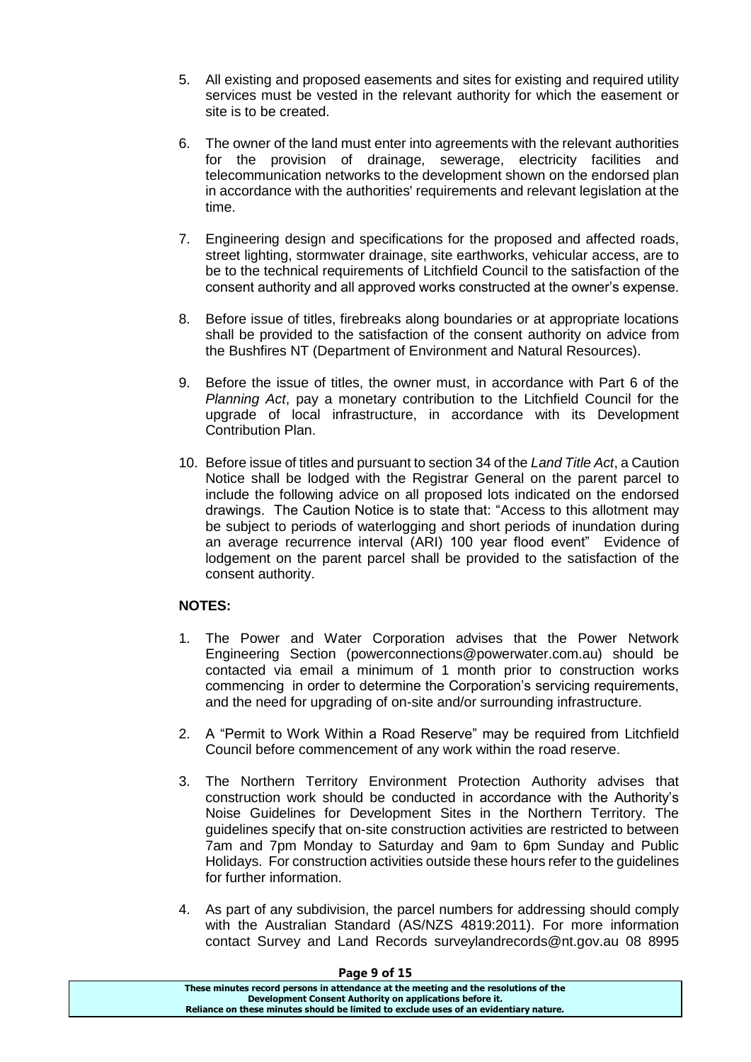5. All existing and proposed easements and sites for existing and required utility services must be vested in the relevant authority for which the easement or site is to be created.

6. The owner of the land must enter into agreements with the relevant authorities for the provision of drainage, sewerage, electricity facilities and telecommunication networks to the development shown on the endorsed plan in accordance with the authorities' requirements and relevant legislation at the time.

7. Engineering design and specifications for the proposed and affected roads, street lighting, stormwater drainage, site earthworks, vehicular access, are to be to the technical requirements of Litchfield Council to the satisfaction of the consent authority and all approved works constructed at the owner's expense.

8. Before issue of titles, firebreaks along boundaries or at appropriate locations shall be provided to the satisfaction of the consent authority on advice from the Bushfires NT (Department of Environment and Natural Resources).

9. Before the issue of titles, the owner must, in accordance with Part 6 of the *Planning Act*, pay a monetary contribution to the Litchfield Council for the upgrade of local infrastructure, in accordance with its Development Contribution Plan.

10. Before issue of titles and pursuant to section 34 of the *Land Title Act*, a Caution Notice shall be lodged with the Registrar General on the parent parcel to include the following advice on all proposed lots indicated on the endorsed drawings. The Caution Notice is to state that: "Access to this allotment may be subject to periods of waterlogging and short periods of inundation during an average recurrence interval (ARI) 100 year flood event" Evidence of lodgement on the parent parcel shall be provided to the satisfaction of the consent authority.

**NOTES:**

1. The Power and Water Corporation advises that the Power Network Engineering Section (powerconnections@powerwater.com.au) should be contacted via email a minimum of 1 month prior to construction works commencing in order to determine the Corporation's servicing requirements, and the need for upgrading of on-site and/or surrounding infrastructure.

2. A "Permit to Work Within a Road Reserve" may be required from Litchfield Council before commencement of any work within the road reserve.

3. The Northern Territory Environment Protection Authority advises that construction work should be conducted in accordance with the Authority's Noise Guidelines for Development Sites in the Northern Territory. The guidelines specify that on-site construction activities are restricted to between 7am and 7pm Monday to Saturday and 9am to 6pm Sunday and Public Holidays. For construction activities outside these hours refer to the guidelines for further information.

4. As part of any subdivision, the parcel numbers for addressing should comply with the Australian Standard (AS/NZS 4819:2011). For more information contact Survey and Land Records surveylandrecords@nt.gov.au 08 8995

These minutes record persons in attendance at the meeting and the resolutions of the Development Consent Authority on applications before it.
Reliance on these minutes should be limited to exclude uses of an evidentiary nature.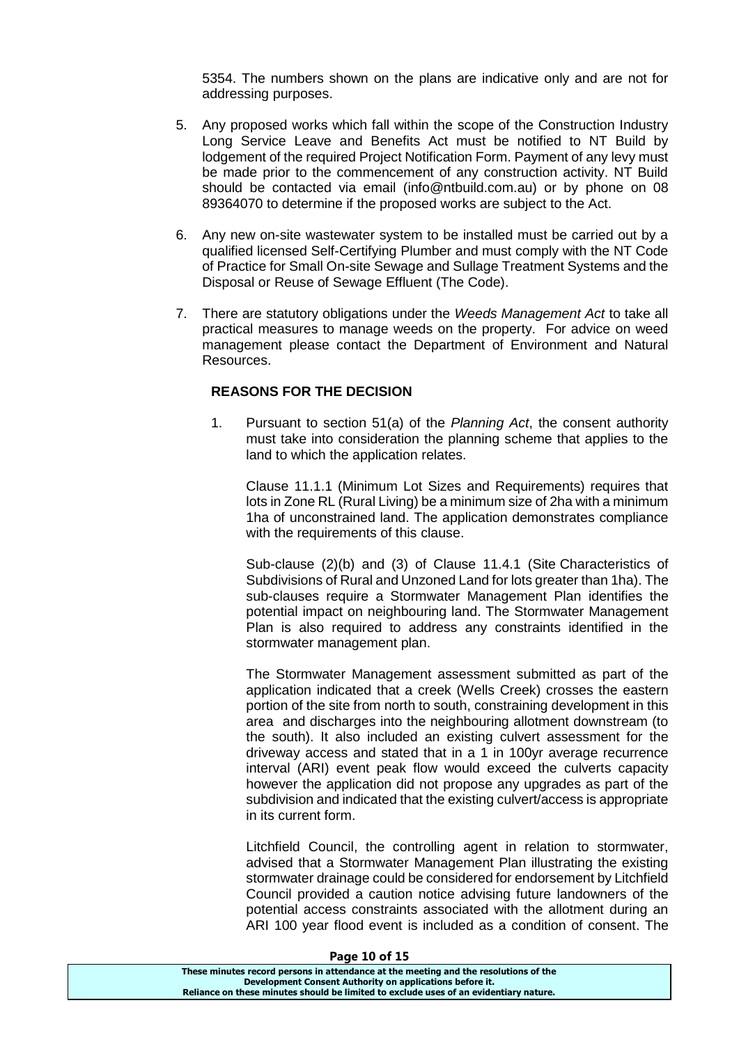5354. The numbers shown on the plans are indicative only and are not for addressing purposes.

5. Any proposed works which fall within the scope of the Construction Industry Long Service Leave and Benefits Act must be notified to NT Build by lodgement of the required Project Notification Form. Payment of any levy must be made prior to the commencement of any construction activity. NT Build should be contacted via email (info@ntbuild.com.au) or by phone on 08 89364070 to determine if the proposed works are subject to the Act.

6. Any new on-site wastewater system to be installed must be carried out by a qualified licensed Self-Certifying Plumber and must comply with the NT Code of Practice for Small On-site Sewage and Sullage Treatment Systems and the Disposal or Reuse of Sewage Effluent (The Code).

7. There are statutory obligations under the *Weeds Management Act* to take all practical measures to manage weeds on the property. For advice on weed management please contact the Department of Environment and Natural Resources.

**REASONS FOR THE DECISION**

1. Pursuant to section 51(a) of the *Planning Act*, the consent authority must take into consideration the planning scheme that applies to the land to which the application relates.

   Clause 11.1.1 (Minimum Lot Sizes and Requirements) requires that lots in Zone RL (Rural Living) be a minimum size of 2ha with a minimum 1ha of unconstrained land. The application demonstrates compliance with the requirements of this clause.

   Sub-clause (2)(b) and (3) of Clause 11.4.1 (Site Characteristics of Subdivisions of Rural and Unzoned Land for lots greater than 1ha). The sub-clauses require a Stormwater Management Plan identifies the potential impact on neighbouring land. The Stormwater Management Plan is also required to address any constraints identified in the stormwater management plan.

   The Stormwater Management assessment submitted as part of the application indicated that a creek (Wells Creek) crosses the eastern portion of the site from north to south, constraining development in this area and discharges into the neighbouring allotment downstream (to the south). It also included an existing culvert assessment for the driveway access and stated that in a 1 in 100yr average recurrence interval (ARI) event peak flow would exceed the culverts capacity however the application did not propose any upgrades as part of the subdivision and indicated that the existing culvert/access is appropriate in its current form.

   Litchfield Council, the controlling agent in relation to stormwater, advised that a Stormwater Management Plan illustrating the existing stormwater drainage could be considered for endorsement by Litchfield Council provided a caution notice advising future landowners of the potential access constraints associated with the allotment during an ARI 100 year flood event is included as a condition of consent. The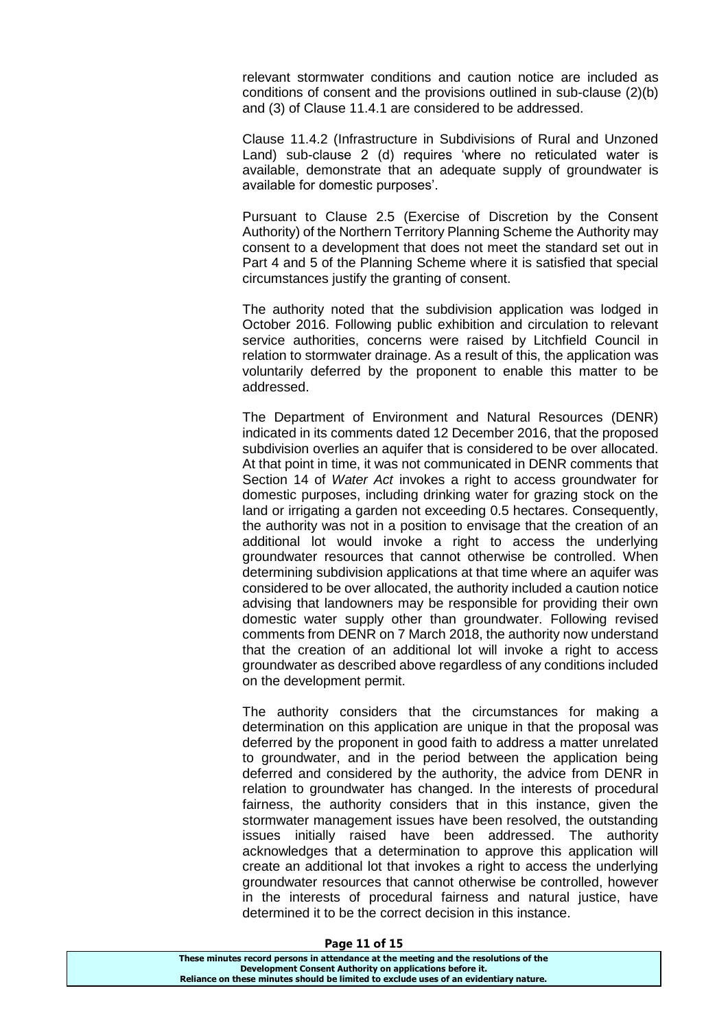relevant stormwater conditions and caution notice are included as conditions of consent and the provisions outlined in sub-clause (2)(b) and (3) of Clause 11.4.1 are considered to be addressed.

Clause 11.4.2 (Infrastructure in Subdivisions of Rural and Unzoned Land) sub-clause 2 (d) requires 'where no reticulated water is available, demonstrate that an adequate supply of groundwater is available for domestic purposes'.

Pursuant to Clause 2.5 (Exercise of Discretion by the Consent Authority) of the Northern Territory Planning Scheme the Authority may consent to a development that does not meet the standard set out in Part 4 and 5 of the Planning Scheme where it is satisfied that special circumstances justify the granting of consent.

The authority noted that the subdivision application was lodged in October 2016. Following public exhibition and circulation to relevant service authorities, concerns were raised by Litchfield Council in relation to stormwater drainage. As a result of this, the application was voluntarily deferred by the proponent to enable this matter to be addressed.

The Department of Environment and Natural Resources (DENR) indicated in its comments dated 12 December 2016, that the proposed subdivision overlies an aquifer that is considered to be over allocated. At that point in time, it was not communicated in DENR comments that Section 14 of *Water Act* invokes a right to access groundwater for domestic purposes, including drinking water for grazing stock on the land or irrigating a garden not exceeding 0.5 hectares. Consequently, the authority was not in a position to envisage that the creation of an additional lot would invoke a right to access the underlying groundwater resources that cannot otherwise be controlled. When determining subdivision applications at that time where an aquifer was considered to be over allocated, the authority included a caution notice advising that landowners may be responsible for providing their own domestic water supply other than groundwater. Following revised comments from DENR on 7 March 2018, the authority now understand that the creation of an additional lot will invoke a right to access groundwater as described above regardless of any conditions included on the development permit.

The authority considers that the circumstances for making a determination on this application are unique in that the proposal was deferred by the proponent in good faith to address a matter unrelated to groundwater, and in the period between the application being deferred and considered by the authority, the advice from DENR in relation to groundwater has changed. In the interests of procedural fairness, the authority considers that in this instance, given the stormwater management issues have been resolved, the outstanding issues initially raised have been addressed. The authority acknowledges that a determination to approve this application will create an additional lot that invokes a right to access the underlying groundwater resources that cannot otherwise be controlled, however in the interests of procedural fairness and natural justice, have determined it to be the correct decision in this instance.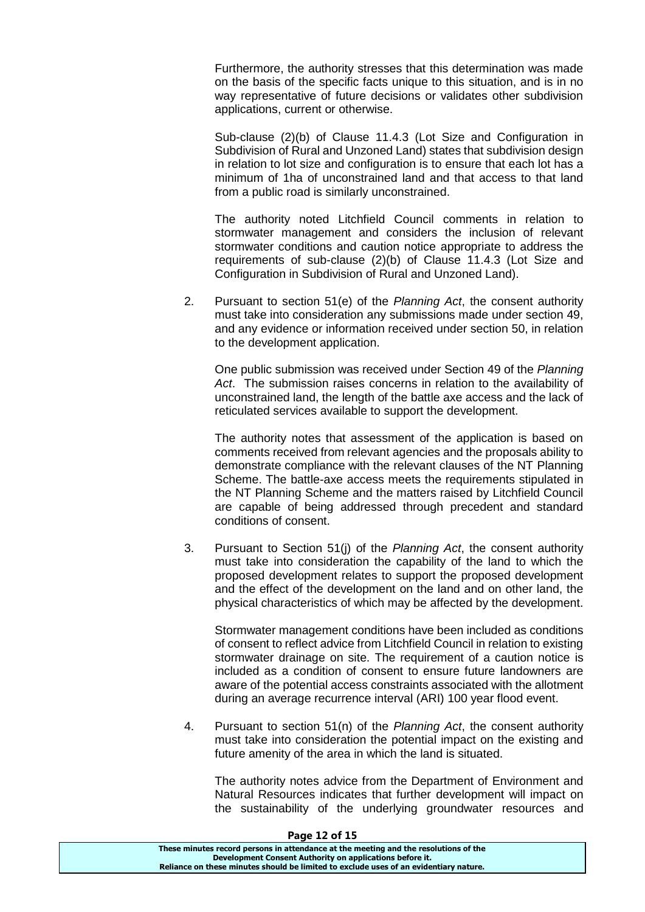Furthermore, the authority stresses that this determination was made on the basis of the specific facts unique to this situation, and is in no way representative of future decisions or validates other subdivision applications, current or otherwise.

Sub-clause (2)(b) of Clause 11.4.3 (Lot Size and Configuration in Subdivision of Rural and Unzoned Land) states that subdivision design in relation to lot size and configuration is to ensure that each lot has a minimum of 1ha of unconstrained land and that access to that land from a public road is similarly unconstrained.

The authority noted Litchfield Council comments in relation to stormwater management and considers the inclusion of relevant stormwater conditions and caution notice appropriate to address the requirements of sub-clause (2)(b) of Clause 11.4.3 (Lot Size and Configuration in Subdivision of Rural and Unzoned Land).

2. Pursuant to section 51(e) of the *Planning Act*, the consent authority must take into consideration any submissions made under section 49, and any evidence or information received under section 50, in relation to the development application.

   One public submission was received under Section 49 of the *Planning Act*. The submission raises concerns in relation to the availability of unconstrained land, the length of the battle axe access and the lack of reticulated services available to support the development.

   The authority notes that assessment of the application is based on comments received from relevant agencies and the proposals ability to demonstrate compliance with the relevant clauses of the NT Planning Scheme. The battle-axe access meets the requirements stipulated in the NT Planning Scheme and the matters raised by Litchfield Council are capable of being addressed through precedent and standard conditions of consent.

3. Pursuant to Section 51(j) of the *Planning Act*, the consent authority must take into consideration the capability of the land to which the proposed development relates to support the proposed development and the effect of the development on the land and on other land, the physical characteristics of which may be affected by the development.

   Stormwater management conditions have been included as conditions of consent to reflect advice from Litchfield Council in relation to existing stormwater drainage on site. The requirement of a caution notice is included as a condition of consent to ensure future landowners are aware of the potential access constraints associated with the allotment during an average recurrence interval (ARI) 100 year flood event.

4. Pursuant to section 51(n) of the *Planning Act*, the consent authority must take into consideration the potential impact on the existing and future amenity of the area in which the land is situated.

   The authority notes advice from the Department of Environment and Natural Resources indicates that further development will impact on the sustainability of the underlying groundwater resources and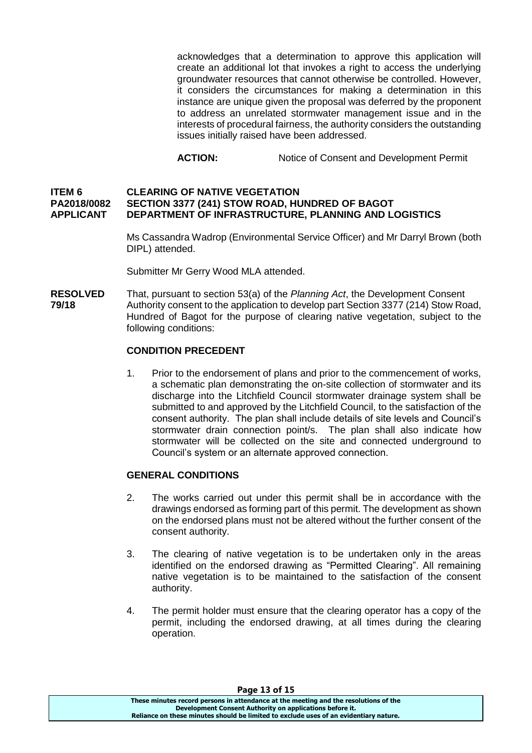acknowledges that a determination to approve this application will create an additional lot that invokes a right to access the underlying groundwater resources that cannot otherwise be controlled. However, it considers the circumstances for making a determination in this instance are unique given the proposal was deferred by the proponent to address an unrelated stormwater management issue and in the interests of procedural fairness, the authority considers the outstanding issues initially raised have been addressed.

**ACTION:** Notice of Consent and Development Permit

**ITEM 6 CLEARING OF NATIVE VEGETATION**
**PA2018/0082 SECTION 3377 (241) STOW ROAD, HUNDRED OF BAGOT**
**APPLICANT DEPARTMENT OF INFRASTRUCTURE, PLANNING AND LOGISTICS**

Ms Cassandra Wadrop (Environmental Service Officer) and Mr Darryl Brown (both DIPL) attended.

Submitter Mr Gerry Wood MLA attended.

**RESOLVED 79/18** That, pursuant to section 53(a) of the *Planning Act*, the Development Consent Authority consent to the application to develop part Section 3377 (214) Stow Road, Hundred of Bagot for the purpose of clearing native vegetation, subject to the following conditions:

**CONDITION PRECEDENT**

1. Prior to the endorsement of plans and prior to the commencement of works, a schematic plan demonstrating the on-site collection of stormwater and its discharge into the Litchfield Council stormwater drainage system shall be submitted to and approved by the Litchfield Council, to the satisfaction of the consent authority. The plan shall include details of site levels and Council's stormwater drain connection point/s. The plan shall also indicate how stormwater will be collected on the site and connected underground to Council's system or an alternate approved connection.

**GENERAL CONDITIONS**

2. The works carried out under this permit shall be in accordance with the drawings endorsed as forming part of this permit. The development as shown on the endorsed plans must not be altered without the further consent of the consent authority.

3. The clearing of native vegetation is to be undertaken only in the areas identified on the endorsed drawing as "Permitted Clearing". All remaining native vegetation is to be maintained to the satisfaction of the consent authority.

4. The permit holder must ensure that the clearing operator has a copy of the permit, including the endorsed drawing, at all times during the clearing operation.

These minutes record persons in attendance at the meeting and the resolutions of the Development Consent Authority on applications before it. Reliance on these minutes should be limited to exclude uses of an evidentiary nature.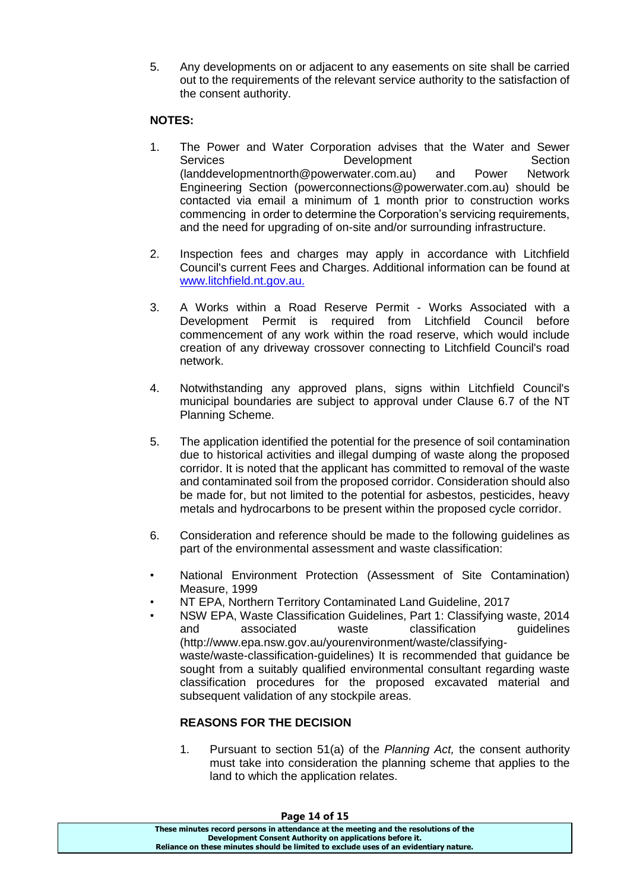5. Any developments on or adjacent to any easements on site shall be carried out to the requirements of the relevant service authority to the satisfaction of the consent authority.

**NOTES:**

1. The Power and Water Corporation advises that the Water and Sewer Services Development Section (landdevelopmentnorth@powerwater.com.au) and Power Network Engineering Section (powerconnections@powerwater.com.au) should be contacted via email a minimum of 1 month prior to construction works commencing in order to determine the Corporation's servicing requirements, and the need for upgrading of on-site and/or surrounding infrastructure.

2. Inspection fees and charges may apply in accordance with Litchfield Council's current Fees and Charges. Additional information can be found at www.litchfield.nt.gov.au.

3. A Works within a Road Reserve Permit - Works Associated with a Development Permit is required from Litchfield Council before commencement of any work within the road reserve, which would include creation of any driveway crossover connecting to Litchfield Council's road network.

4. Notwithstanding any approved plans, signs within Litchfield Council's municipal boundaries are subject to approval under Clause 6.7 of the NT Planning Scheme.

5. The application identified the potential for the presence of soil contamination due to historical activities and illegal dumping of waste along the proposed corridor. It is noted that the applicant has committed to removal of the waste and contaminated soil from the proposed corridor. Consideration should also be made for, but not limited to the potential for asbestos, pesticides, heavy metals and hydrocarbons to be present within the proposed cycle corridor.

6. Consideration and reference should be made to the following guidelines as part of the environmental assessment and waste classification:

- National Environment Protection (Assessment of Site Contamination) Measure, 1999
- NT EPA, Northern Territory Contaminated Land Guideline, 2017
- NSW EPA, Waste Classification Guidelines, Part 1: Classifying waste, 2014 and associated waste classification guidelines (http://www.epa.nsw.gov.au/yourenvironment/waste/classifying-waste/waste-classification-guidelines) It is recommended that guidance be sought from a suitably qualified environmental consultant regarding waste classification procedures for the proposed excavated material and subsequent validation of any stockpile areas.

**REASONS FOR THE DECISION**

1. Pursuant to section 51(a) of the *Planning Act,* the consent authority must take into consideration the planning scheme that applies to the land to which the application relates.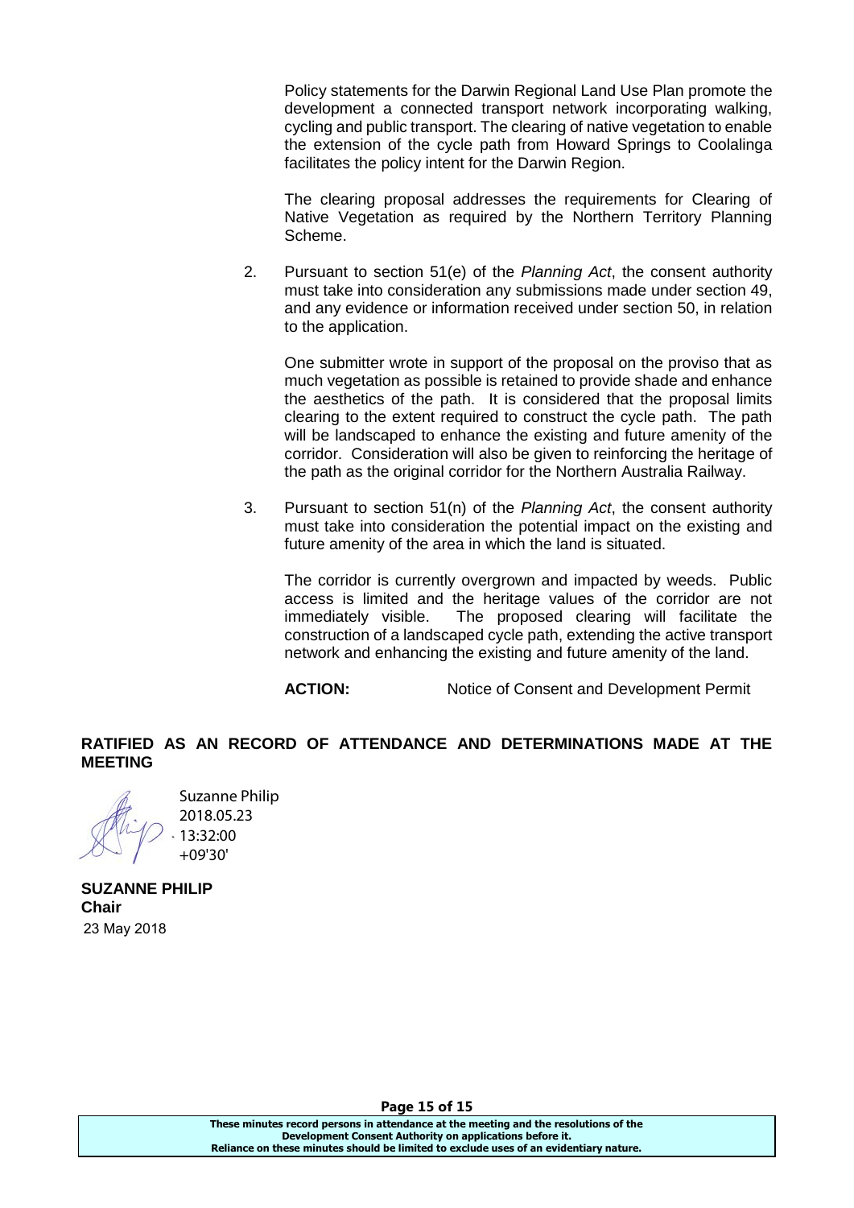Policy statements for the Darwin Regional Land Use Plan promote the development a connected transport network incorporating walking, cycling and public transport. The clearing of native vegetation to enable the extension of the cycle path from Howard Springs to Coolalinga facilitates the policy intent for the Darwin Region.

The clearing proposal addresses the requirements for Clearing of Native Vegetation as required by the Northern Territory Planning Scheme.

2. Pursuant to section 51(e) of the *Planning Act*, the consent authority must take into consideration any submissions made under section 49, and any evidence or information received under section 50, in relation to the application.

   One submitter wrote in support of the proposal on the proviso that as much vegetation as possible is retained to provide shade and enhance the aesthetics of the path. It is considered that the proposal limits clearing to the extent required to construct the cycle path. The path will be landscaped to enhance the existing and future amenity of the corridor. Consideration will also be given to reinforcing the heritage of the path as the original corridor for the Northern Australia Railway.

3. Pursuant to section 51(n) of the *Planning Act*, the consent authority must take into consideration the potential impact on the existing and future amenity of the area in which the land is situated.

   The corridor is currently overgrown and impacted by weeds. Public access is limited and the heritage values of the corridor are not immediately visible. The proposed clearing will facilitate the construction of a landscaped cycle path, extending the active transport network and enhancing the existing and future amenity of the land.

**ACTION:** Notice of Consent and Development Permit

**RATIFIED AS AN RECORD OF ATTENDANCE AND DETERMINATIONS MADE AT THE MEETING**

Suzanne Philip
2018.05.23
13:32:00
+09'30'

**SUZANNE PHILIP**
**Chair**
23 May 2018

**These minutes record persons in attendance at the meeting and the resolutions of the Development Consent Authority on applications before it.**
**Reliance on these minutes should be limited to exclude uses of an evidentiary nature.**